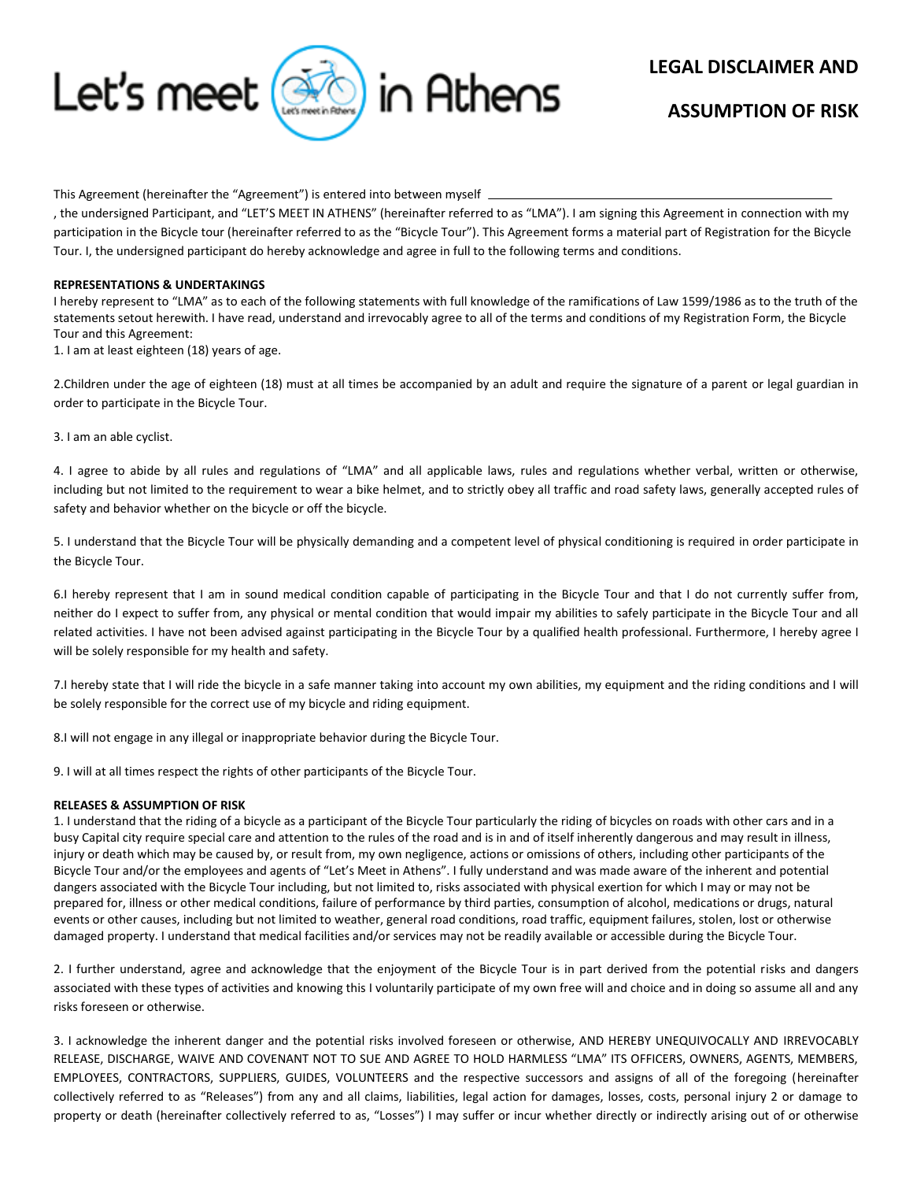Let's meet in Athens

# LEGAL DISCLAIMER AND ASSUMPTION OF RISK

This Agreement (hereinafter the "Agreement") is entered into between myself \_\_\_\_\_\_\_\_\_\_\_\_\_\_\_\_\_\_\_\_\_\_\_\_\_\_\_\_\_\_\_\_\_\_\_\_\_\_\_\_\_\_\_\_\_\_\_\_, the undersigned Participant, and "LET'S MEET IN ATHENS" (hereinafter referred to as "LMA"). I am signing this Agreement in connection with my participation in the Bicycle tour (hereinafter referred to as the "Bicycle Tour"). This Agreement forms a material part of Registration for the Bicycle Tour. I, the undersigned participant do hereby acknowledge and agree in full to the following terms and conditions.

**REPRESENTATIONS & UNDERTAKINGS**

I hereby represent to "LMA" as to each of the following statements with full knowledge of the ramifications of Law 1599/1986 as to the truth of the statements setout herewith. I have read, understand and irrevocably agree to all of the terms and conditions of my Registration Form, the Bicycle Tour and this Agreement:

1. I am at least eighteen (18) years of age.

2. Children under the age of eighteen (18) must at all times be accompanied by an adult and require the signature of a parent or legal guardian in order to participate in the Bicycle Tour.

3. I am an able cyclist.

4. I agree to abide by all rules and regulations of "LMA" and all applicable laws, rules and regulations whether verbal, written or otherwise, including but not limited to the requirement to wear a bike helmet, and to strictly obey all traffic and road safety laws, generally accepted rules of safety and behavior whether on the bicycle or off the bicycle.

5. I understand that the Bicycle Tour will be physically demanding and a competent level of physical conditioning is required in order participate in the Bicycle Tour.

6. I hereby represent that I am in sound medical condition capable of participating in the Bicycle Tour and that I do not currently suffer from, neither do I expect to suffer from, any physical or mental condition that would impair my abilities to safely participate in the Bicycle Tour and all related activities. I have not been advised against participating in the Bicycle Tour by a qualified health professional. Furthermore, I hereby agree I will be solely responsible for my health and safety.

7. I hereby state that I will ride the bicycle in a safe manner taking into account my own abilities, my equipment and the riding conditions and I will be solely responsible for the correct use of my bicycle and riding equipment.

8. I will not engage in any illegal or inappropriate behavior during the Bicycle Tour.

9. I will at all times respect the rights of other participants of the Bicycle Tour.

**RELEASES & ASSUMPTION OF RISK**

1. I understand that the riding of a bicycle as a participant of the Bicycle Tour particularly the riding of bicycles on roads with other cars and in a busy Capital city require special care and attention to the rules of the road and is in and of itself inherently dangerous and may result in illness, injury or death which may be caused by, or result from, my own negligence, actions or omissions of others, including other participants of the Bicycle Tour and/or the employees and agents of "Let's Meet in Athens". I fully understand and was made aware of the inherent and potential dangers associated with the Bicycle Tour including, but not limited to, risks associated with physical exertion for which I may or may not be prepared for, illness or other medical conditions, failure of performance by third parties, consumption of alcohol, medications or drugs, natural events or other causes, including but not limited to weather, general road conditions, road traffic, equipment failures, stolen, lost or otherwise damaged property. I understand that medical facilities and/or services may not be readily available or accessible during the Bicycle Tour.

2. I further understand, agree and acknowledge that the enjoyment of the Bicycle Tour is in part derived from the potential risks and dangers associated with these types of activities and knowing this I voluntarily participate of my own free will and choice and in doing so assume all and any risks foreseen or otherwise.

3. I acknowledge the inherent danger and the potential risks involved foreseen or otherwise, AND HEREBY UNEQUIVOCALLY AND IRREVOCABLY RELEASE, DISCHARGE, WAIVE AND COVENANT NOT TO SUE AND AGREE TO HOLD HARMLESS "LMA" ITS OFFICERS, OWNERS, AGENTS, MEMBERS, EMPLOYEES, CONTRACTORS, SUPPLIERS, GUIDES, VOLUNTEERS and the respective successors and assigns of all of the foregoing (hereinafter collectively referred to as "Releases") from any and all claims, liabilities, legal action for damages, losses, costs, personal injury 2 or damage to property or death (hereinafter collectively referred to as, "Losses") I may suffer or incur whether directly or indirectly arising out of or otherwise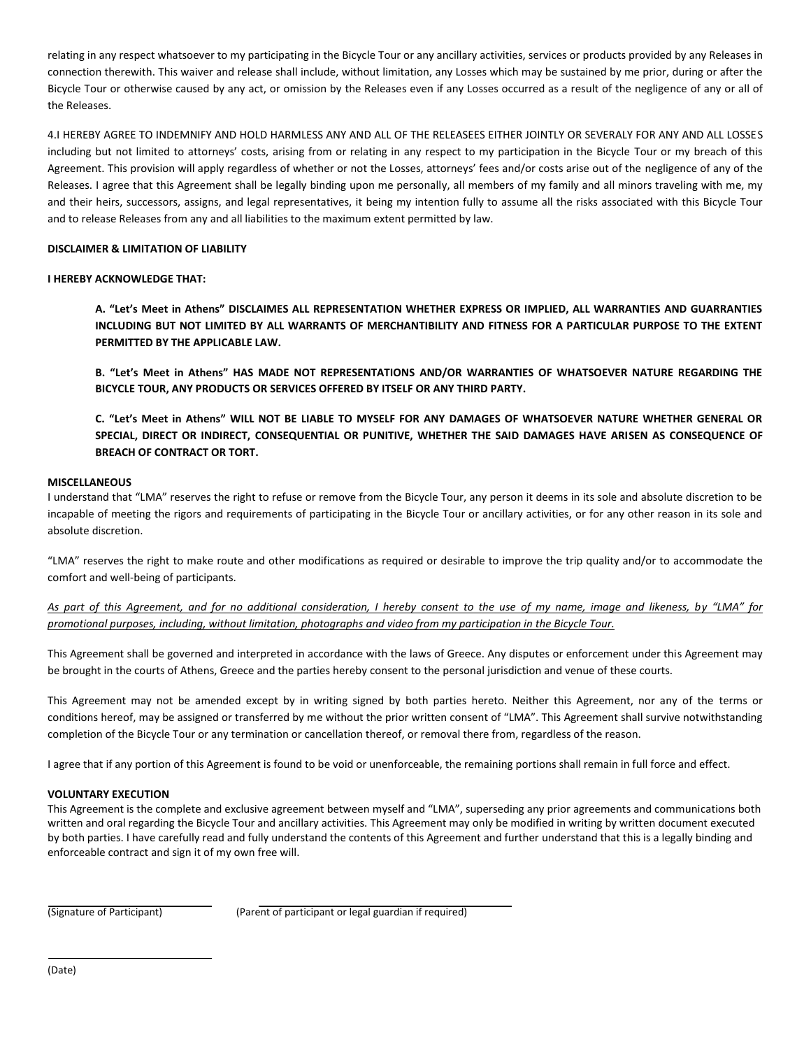relating in any respect whatsoever to my participating in the Bicycle Tour or any ancillary activities, services or products provided by any Releases in connection therewith. This waiver and release shall include, without limitation, any Losses which may be sustained by me prior, during or after the Bicycle Tour or otherwise caused by any act, or omission by the Releases even if any Losses occurred as a result of the negligence of any or all of the Releases.

4.I HEREBY AGREE TO INDEMNIFY AND HOLD HARMLESS ANY AND ALL OF THE RELEASEES EITHER JOINTLY OR SEVERALY FOR ANY AND ALL LOSSES including but not limited to attorneys' costs, arising from or relating in any respect to my participation in the Bicycle Tour or my breach of this Agreement. This provision will apply regardless of whether or not the Losses, attorneys' fees and/or costs arise out of the negligence of any of the Releases. I agree that this Agreement shall be legally binding upon me personally, all members of my family and all minors traveling with me, my and their heirs, successors, assigns, and legal representatives, it being my intention fully to assume all the risks associated with this Bicycle Tour and to release Releases from any and all liabilities to the maximum extent permitted by law.

**DISCLAIMER & LIMITATION OF LIABILITY**

**I HEREBY ACKNOWLEDGE THAT:**

> **A. "Let's Meet in Athens" DISCLAIMES ALL REPRESENTATION WHETHER EXPRESS OR IMPLIED, ALL WARRANTIES AND GUARRANTIES INCLUDING BUT NOT LIMITED BY ALL WARRANTS OF MERCHANTIBILITY AND FITNESS FOR A PARTICULAR PURPOSE TO THE EXTENT PERMITTED BY THE APPLICABLE LAW.**
>
> **B. "Let's Meet in Athens" HAS MADE NOT REPRESENTATIONS AND/OR WARRANTIES OF WHATSOEVER NATURE REGARDING THE BICYCLE TOUR, ANY PRODUCTS OR SERVICES OFFERED BY ITSELF OR ANY THIRD PARTY.**
>
> **C. "Let's Meet in Athens" WILL NOT BE LIABLE TO MYSELF FOR ANY DAMAGES OF WHATSOEVER NATURE WHETHER GENERAL OR SPECIAL, DIRECT OR INDIRECT, CONSEQUENTIAL OR PUNITIVE, WHETHER THE SAID DAMAGES HAVE ARISEN AS CONSEQUENCE OF BREACH OF CONTRACT OR TORT.**

**MISCELLANEOUS**

I understand that "LMA" reserves the right to refuse or remove from the Bicycle Tour, any person it deems in its sole and absolute discretion to be incapable of meeting the rigors and requirements of participating in the Bicycle Tour or ancillary activities, or for any other reason in its sole and absolute discretion.

"LMA" reserves the right to make route and other modifications as required or desirable to improve the trip quality and/or to accommodate the comfort and well-being of participants.

<u>*As part of this Agreement, and for no additional consideration, I hereby consent to the use of my name, image and likeness, by "LMA" for promotional purposes, including, without limitation, photographs and video from my participation in the Bicycle Tour.*</u>

This Agreement shall be governed and interpreted in accordance with the laws of Greece. Any disputes or enforcement under this Agreement may be brought in the courts of Athens, Greece and the parties hereby consent to the personal jurisdiction and venue of these courts.

This Agreement may not be amended except by in writing signed by both parties hereto. Neither this Agreement, nor any of the terms or conditions hereof, may be assigned or transferred by me without the prior written consent of "LMA". This Agreement shall survive notwithstanding completion of the Bicycle Tour or any termination or cancellation thereof, or removal there from, regardless of the reason.

I agree that if any portion of this Agreement is found to be void or unenforceable, the remaining portions shall remain in full force and effect.

**VOLUNTARY EXECUTION**

This Agreement is the complete and exclusive agreement between myself and "LMA", superseding any prior agreements and communications both written and oral regarding the Bicycle Tour and ancillary activities. This Agreement may only be modified in writing by written document executed by both parties. I have carefully read and fully understand the contents of this Agreement and further understand that this is a legally binding and enforceable contract and sign it of my own free will.

\_\_\_\_\_\_\_\_\_\_\_\_\_\_\_\_\_\_\_\_\_\_\_\_\_ &nbsp;&nbsp;&nbsp;&nbsp; \_\_\_\_\_\_\_\_\_\_\_\_\_\_\_\_\_\_\_\_\_\_\_\_\_\_\_\_\_\_\_\_\_\_

(Signature of Participant) &nbsp;&nbsp;&nbsp;&nbsp; (Parent of participant or legal guardian if required)

\_\_\_\_\_\_\_\_\_\_\_\_\_\_\_\_\_\_\_\_\_\_\_\_\_

(Date)